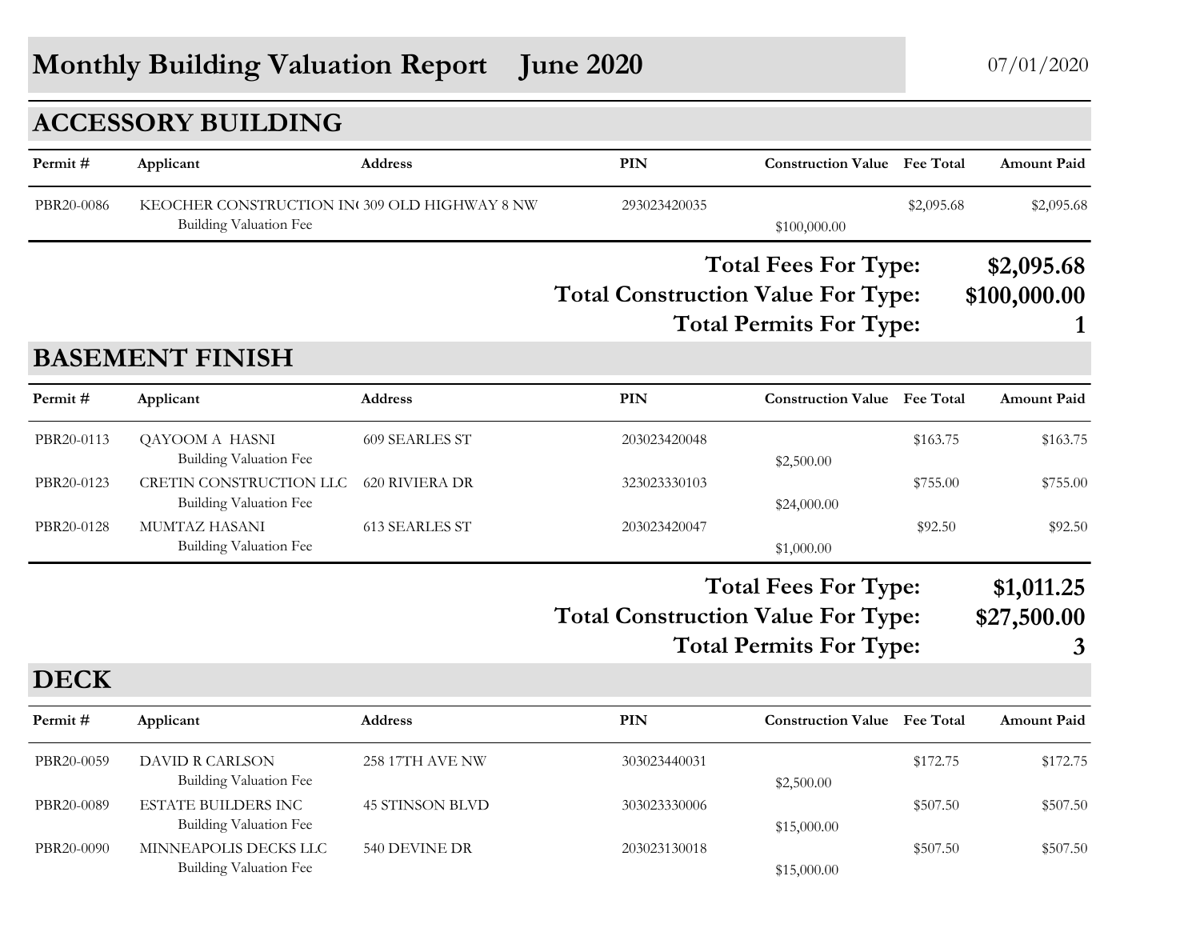# Monthly Building Valuation Report June 2020

07/01/2020

## ACCESSORY BUILDING

| Permit # | Applicant | Address | PIN | Construction Value | Fee Total | Amount Paid |
|---|---|---|---|---|---|---|
| PBR20-0086 | KEOCHER CONSTRUCTION IN( | 309 OLD HIGHWAY 8 NW | 293023420035 | | $2,095.68 | $2,095.68 |
| | Building Valuation Fee | | | $100,000.00 | | |

**Total Fees For Type: $2,095.68**

**Total Construction Value For Type: $100,000.00**

**Total Permits For Type: 1**

## BASEMENT FINISH

| Permit # | Applicant | Address | PIN | Construction Value | Fee Total | Amount Paid |
|---|---|---|---|---|---|---|
| PBR20-0113 | QAYOOM A HASNI | 609 SEARLES ST | 203023420048 | | $163.75 | $163.75 |
| | Building Valuation Fee | | | $2,500.00 | | |
| PBR20-0123 | CRETIN CONSTRUCTION LLC | 620 RIVIERA DR | 323023330103 | | $755.00 | $755.00 |
| | Building Valuation Fee | | | $24,000.00 | | |
| PBR20-0128 | MUMTAZ HASANI | 613 SEARLES ST | 203023420047 | | $92.50 | $92.50 |
| | Building Valuation Fee | | | $1,000.00 | | |

**Total Fees For Type: $1,011.25**

**Total Construction Value For Type: $27,500.00**

**Total Permits For Type: 3**

## DECK

| Permit # | Applicant | Address | PIN | Construction Value | Fee Total | Amount Paid |
|---|---|---|---|---|---|---|
| PBR20-0059 | DAVID R CARLSON | 258 17TH AVE NW | 303023440031 | | $172.75 | $172.75 |
| | Building Valuation Fee | | | $2,500.00 | | |
| PBR20-0089 | ESTATE BUILDERS INC | 45 STINSON BLVD | 303023330006 | | $507.50 | $507.50 |
| | Building Valuation Fee | | | $15,000.00 | | |
| PBR20-0090 | MINNEAPOLIS DECKS LLC | 540 DEVINE DR | 203023130018 | | $507.50 | $507.50 |
| | Building Valuation Fee | | | $15,000.00 | | |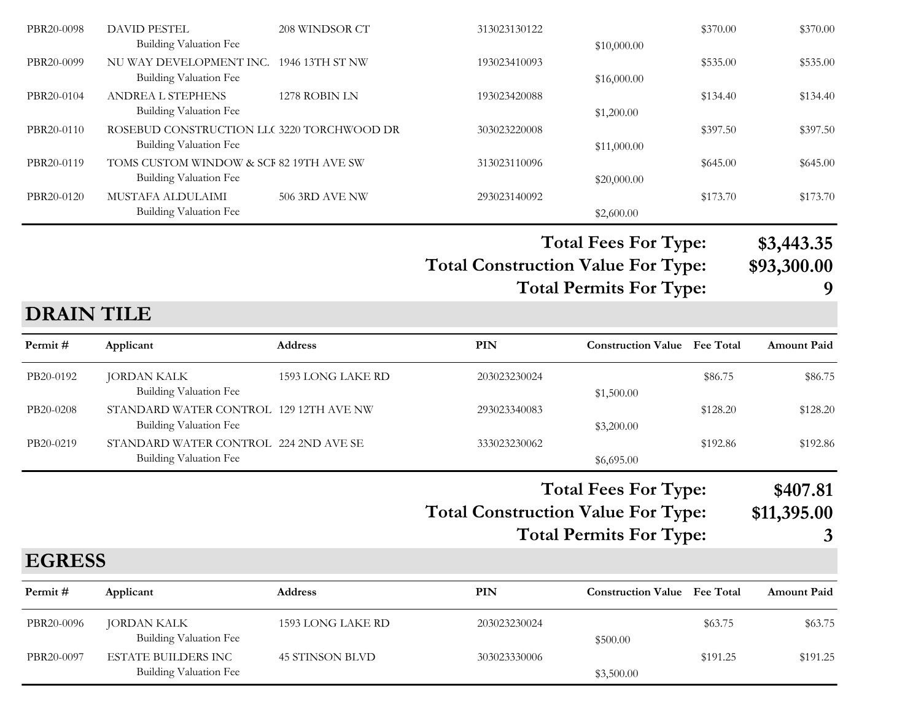| Permit # | Applicant | Address | PIN | Construction Value | Fee Total | Amount Paid |
|---|---|---|---|---|---|---|
| PBR20-0098 | DAVID PESTEL | 208 WINDSOR CT | 313023130122 | | $370.00 | $370.00 |
| | Building Valuation Fee | | | $10,000.00 | | |
| PBR20-0099 | NU WAY DEVELOPMENT INC. | 1946 13TH ST NW | 193023410093 | | $535.00 | $535.00 |
| | Building Valuation Fee | | | $16,000.00 | | |
| PBR20-0104 | ANDREA L STEPHENS | 1278 ROBIN LN | 193023420088 | | $134.40 | $134.40 |
| | Building Valuation Fee | | | $1,200.00 | | |
| PBR20-0110 | ROSEBUD CONSTRUCTION LL( | 3220 TORCHWOOD DR | 303023220008 | | $397.50 | $397.50 |
| | Building Valuation Fee | | | $11,000.00 | | |
| PBR20-0119 | TOMS CUSTOM WINDOW & SCF | 82 19TH AVE SW | 313023110096 | | $645.00 | $645.00 |
| | Building Valuation Fee | | | $20,000.00 | | |
| PBR20-0120 | MUSTAFA ALDULAIMI | 506 3RD AVE NW | 293023140092 | | $173.70 | $173.70 |
| | Building Valuation Fee | | | $2,600.00 | | |

**Total Fees For Type: $3,443.35**

**Total Construction Value For Type: $93,300.00**

**Total Permits For Type: 9**

## DRAIN TILE

| Permit # | Applicant | Address | PIN | Construction Value | Fee Total | Amount Paid |
|---|---|---|---|---|---|---|
| PB20-0192 | JORDAN KALK | 1593 LONG LAKE RD | 203023230024 | | $86.75 | $86.75 |
| | Building Valuation Fee | | | $1,500.00 | | |
| PB20-0208 | STANDARD WATER CONTROL | 129 12TH AVE NW | 293023340083 | | $128.20 | $128.20 |
| | Building Valuation Fee | | | $3,200.00 | | |
| PB20-0219 | STANDARD WATER CONTROL | 224 2ND AVE SE | 333023230062 | | $192.86 | $192.86 |
| | Building Valuation Fee | | | $6,695.00 | | |

**Total Fees For Type: $407.81**

**Total Construction Value For Type: $11,395.00**

**Total Permits For Type: 3**

## EGRESS

| Permit # | Applicant | Address | PIN | Construction Value | Fee Total | Amount Paid |
|---|---|---|---|---|---|---|
| PBR20-0096 | JORDAN KALK | 1593 LONG LAKE RD | 203023230024 | | $63.75 | $63.75 |
| | Building Valuation Fee | | | $500.00 | | |
| PBR20-0097 | ESTATE BUILDERS INC | 45 STINSON BLVD | 303023330006 | | $191.25 | $191.25 |
| | Building Valuation Fee | | | $3,500.00 | | |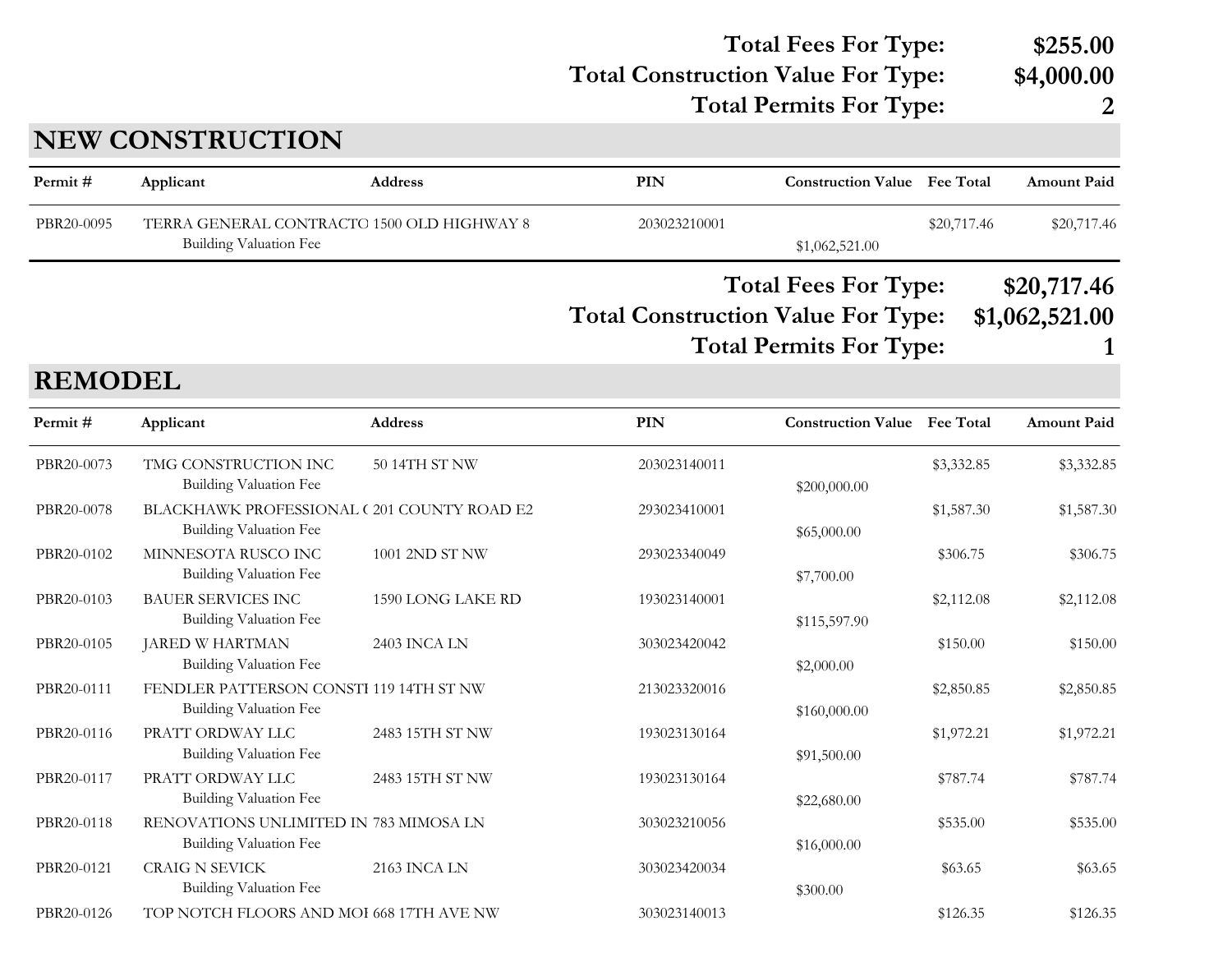**Total Fees For Type: $255.00**
**Total Construction Value For Type: $4,000.00**
**Total Permits For Type: 2**

## NEW CONSTRUCTION

| Permit # | Applicant | Address | PIN | Construction Value | Fee Total | Amount Paid |
|---|---|---|---|---|---|---|
| PBR20-0095 | TERRA GENERAL CONTRACTO | 1500 OLD HIGHWAY 8 | 203023210001 | | $20,717.46 | $20,717.46 |
| | Building Valuation Fee | | | $1,062,521.00 | | |

**Total Fees For Type: $20,717.46**
**Total Construction Value For Type: $1,062,521.00**
**Total Permits For Type: 1**

## REMODEL

| Permit # | Applicant | Address | PIN | Construction Value | Fee Total | Amount Paid |
|---|---|---|---|---|---|---|
| PBR20-0073 | TMG CONSTRUCTION INC | 50 14TH ST NW | 203023140011 | | $3,332.85 | $3,332.85 |
| | Building Valuation Fee | | | $200,000.00 | | |
| PBR20-0078 | BLACKHAWK PROFESSIONAL ( | 201 COUNTY ROAD E2 | 293023410001 | | $1,587.30 | $1,587.30 |
| | Building Valuation Fee | | | $65,000.00 | | |
| PBR20-0102 | MINNESOTA RUSCO INC | 1001 2ND ST NW | 293023340049 | | $306.75 | $306.75 |
| | Building Valuation Fee | | | $7,700.00 | | |
| PBR20-0103 | BAUER SERVICES INC | 1590 LONG LAKE RD | 193023140001 | | $2,112.08 | $2,112.08 |
| | Building Valuation Fee | | | $115,597.90 | | |
| PBR20-0105 | JARED W HARTMAN | 2403 INCA LN | 303023420042 | | $150.00 | $150.00 |
| | Building Valuation Fee | | | $2,000.00 | | |
| PBR20-0111 | FENDLER PATTERSON CONSTI | 119 14TH ST NW | 213023320016 | | $2,850.85 | $2,850.85 |
| | Building Valuation Fee | | | $160,000.00 | | |
| PBR20-0116 | PRATT ORDWAY LLC | 2483 15TH ST NW | 193023130164 | | $1,972.21 | $1,972.21 |
| | Building Valuation Fee | | | $91,500.00 | | |
| PBR20-0117 | PRATT ORDWAY LLC | 2483 15TH ST NW | 193023130164 | | $787.74 | $787.74 |
| | Building Valuation Fee | | | $22,680.00 | | |
| PBR20-0118 | RENOVATIONS UNLIMITED IN | 783 MIMOSA LN | 303023210056 | | $535.00 | $535.00 |
| | Building Valuation Fee | | | $16,000.00 | | |
| PBR20-0121 | CRAIG N SEVICK | 2163 INCA LN | 303023420034 | | $63.65 | $63.65 |
| | Building Valuation Fee | | | $300.00 | | |
| PBR20-0126 | TOP NOTCH FLOORS AND MOI | 668 17TH AVE NW | 303023140013 | | $126.35 | $126.35 |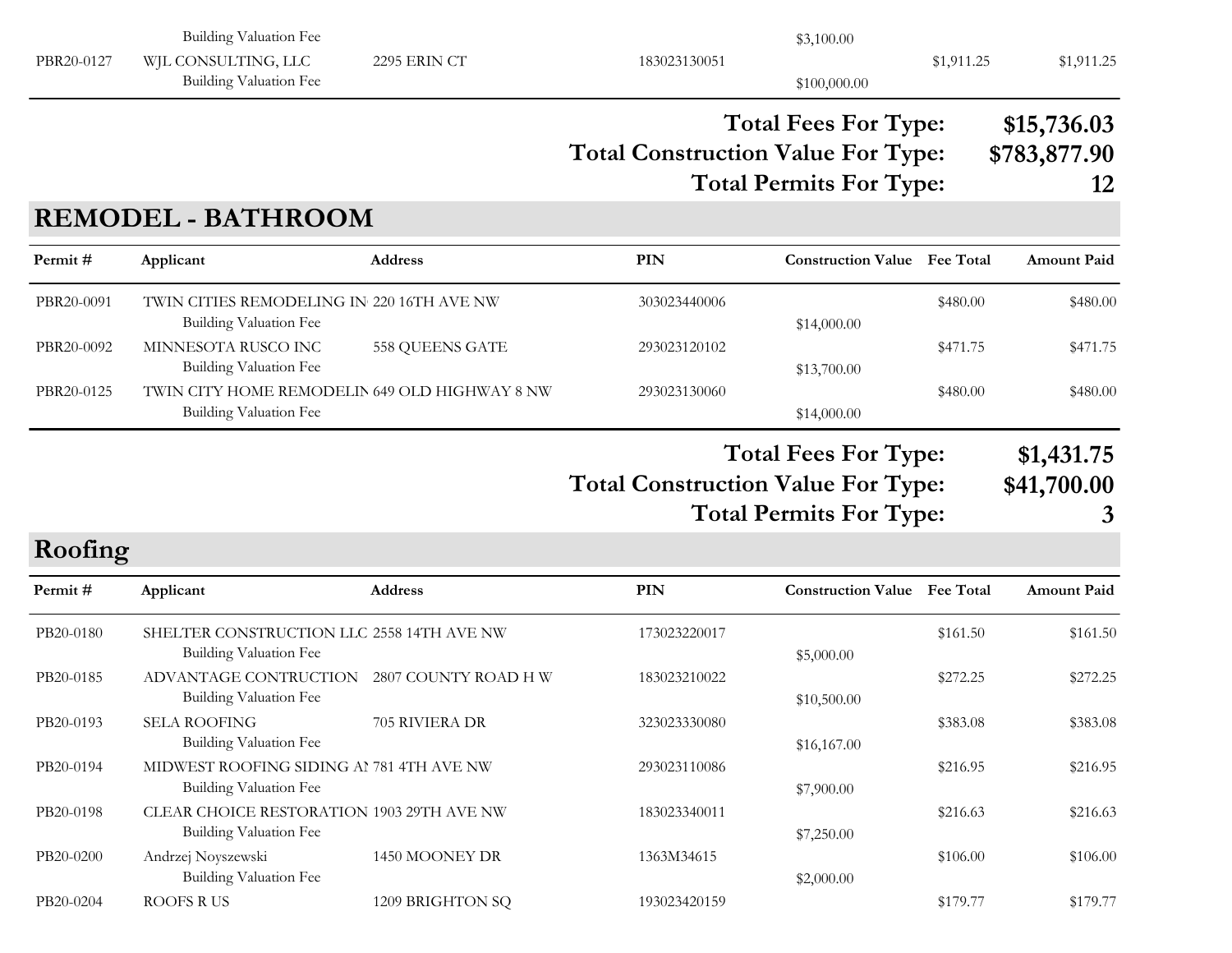| Permit # | Applicant | Address | PIN | Construction Value | Fee Total | Amount Paid |
|---|---|---|---|---|---|---|
| | Building Valuation Fee | | | $3,100.00 | | |
| PBR20-0127 | WJL CONSULTING, LLC | 2295 ERIN CT | 183023130051 | | $1,911.25 | $1,911.25 |
| | Building Valuation Fee | | | $100,000.00 | | |

**Total Fees For Type: $15,736.03**
**Total Construction Value For Type: $783,877.90**
**Total Permits For Type: 12**

## REMODEL - BATHROOM

| Permit # | Applicant | Address | PIN | Construction Value | Fee Total | Amount Paid |
|---|---|---|---|---|---|---|
| PBR20-0091 | TWIN CITIES REMODELING IN | 220 16TH AVE NW | 303023440006 | | $480.00 | $480.00 |
| | Building Valuation Fee | | | $14,000.00 | | |
| PBR20-0092 | MINNESOTA RUSCO INC | 558 QUEENS GATE | 293023120102 | | $471.75 | $471.75 |
| | Building Valuation Fee | | | $13,700.00 | | |
| PBR20-0125 | TWIN CITY HOME REMODELIN | 649 OLD HIGHWAY 8 NW | 293023130060 | | $480.00 | $480.00 |
| | Building Valuation Fee | | | $14,000.00 | | |

**Total Fees For Type: $1,431.75**
**Total Construction Value For Type: $41,700.00**
**Total Permits For Type: 3**

## Roofing

| Permit # | Applicant | Address | PIN | Construction Value | Fee Total | Amount Paid |
|---|---|---|---|---|---|---|
| PB20-0180 | SHELTER CONSTRUCTION LLC | 2558 14TH AVE NW | 173023220017 | | $161.50 | $161.50 |
| | Building Valuation Fee | | | $5,000.00 | | |
| PB20-0185 | ADVANTAGE CONTRUCTION | 2807 COUNTY ROAD H W | 183023210022 | | $272.25 | $272.25 |
| | Building Valuation Fee | | | $10,500.00 | | |
| PB20-0193 | SELA ROOFING | 705 RIVIERA DR | 323023330080 | | $383.08 | $383.08 |
| | Building Valuation Fee | | | $16,167.00 | | |
| PB20-0194 | MIDWEST ROOFING SIDING AN | 781 4TH AVE NW | 293023110086 | | $216.95 | $216.95 |
| | Building Valuation Fee | | | $7,900.00 | | |
| PB20-0198 | CLEAR CHOICE RESTORATION | 1903 29TH AVE NW | 183023340011 | | $216.63 | $216.63 |
| | Building Valuation Fee | | | $7,250.00 | | |
| PB20-0200 | Andrzej Noyszewski | 1450 MOONEY DR | 1363M34615 | | $106.00 | $106.00 |
| | Building Valuation Fee | | | $2,000.00 | | |
| PB20-0204 | ROOFS R US | 1209 BRIGHTON SQ | 193023420159 | | $179.77 | $179.77 |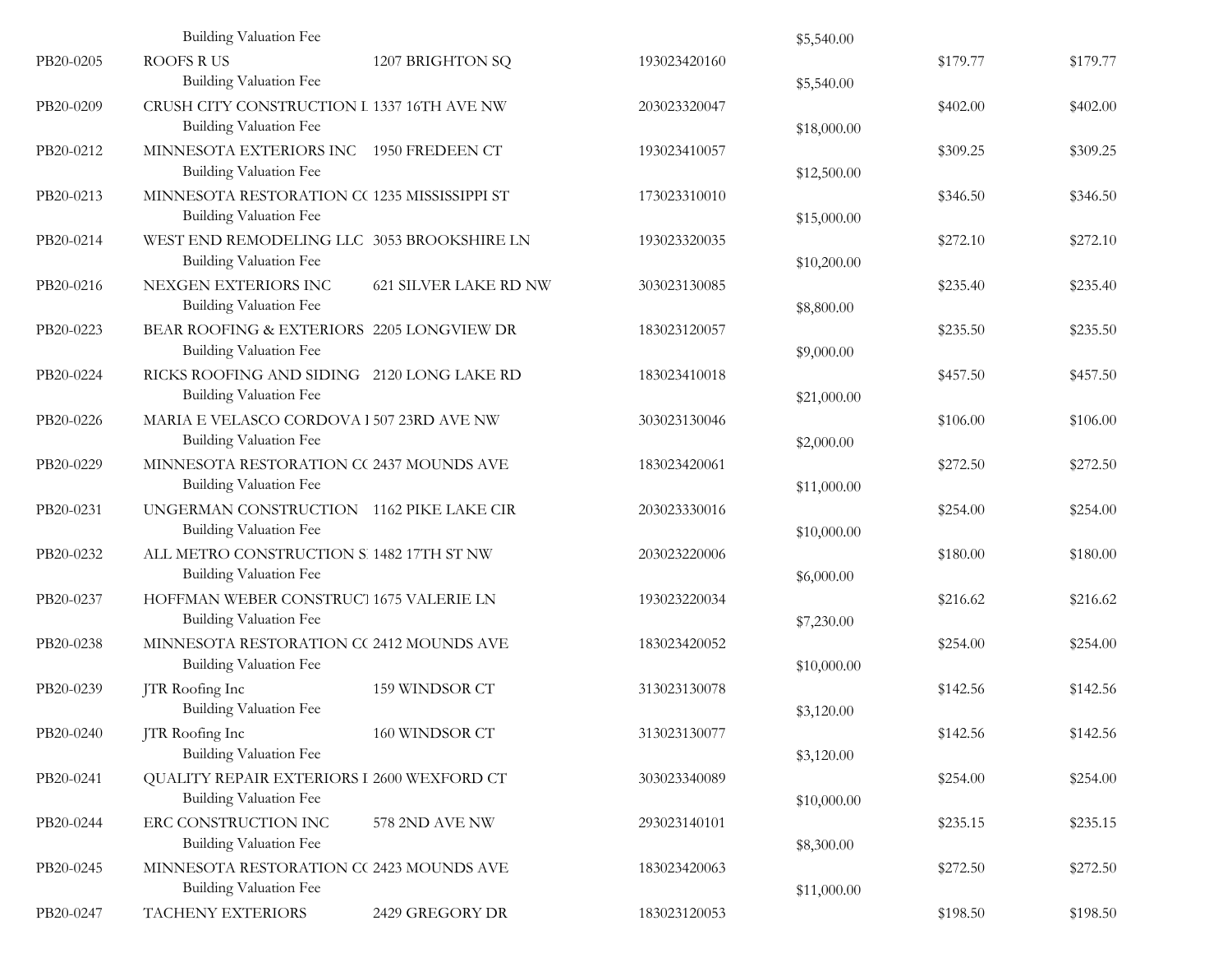| | | | | | | |
|---|---|---|---|---|---|---|
| | Building Valuation Fee | | | $5,540.00 | | |
| PB20-0205 | ROOFS R US | 1207 BRIGHTON SQ | 193023420160 | | $179.77 | $179.77 |
| | Building Valuation Fee | | | $5,540.00 | | |
| PB20-0209 | CRUSH CITY CONSTRUCTION L | 1337 16TH AVE NW | 203023320047 | | $402.00 | $402.00 |
| | Building Valuation Fee | | | $18,000.00 | | |
| PB20-0212 | MINNESOTA EXTERIORS INC | 1950 FREDEEN CT | 193023410057 | | $309.25 | $309.25 |
| | Building Valuation Fee | | | $12,500.00 | | |
| PB20-0213 | MINNESOTA RESTORATION CO | 1235 MISSISSIPPI ST | 173023310010 | | $346.50 | $346.50 |
| | Building Valuation Fee | | | $15,000.00 | | |
| PB20-0214 | WEST END REMODELING LLC | 3053 BROOKSHIRE LN | 193023320035 | | $272.10 | $272.10 |
| | Building Valuation Fee | | | $10,200.00 | | |
| PB20-0216 | NEXGEN EXTERIORS INC | 621 SILVER LAKE RD NW | 303023130085 | | $235.40 | $235.40 |
| | Building Valuation Fee | | | $8,800.00 | | |
| PB20-0223 | BEAR ROOFING & EXTERIORS | 2205 LONGVIEW DR | 183023120057 | | $235.50 | $235.50 |
| | Building Valuation Fee | | | $9,000.00 | | |
| PB20-0224 | RICKS ROOFING AND SIDING | 2120 LONG LAKE RD | 183023410018 | | $457.50 | $457.50 |
| | Building Valuation Fee | | | $21,000.00 | | |
| PB20-0226 | MARIA E VELASCO CORDOVA I | 507 23RD AVE NW | 303023130046 | | $106.00 | $106.00 |
| | Building Valuation Fee | | | $2,000.00 | | |
| PB20-0229 | MINNESOTA RESTORATION CO | 2437 MOUNDS AVE | 183023420061 | | $272.50 | $272.50 |
| | Building Valuation Fee | | | $11,000.00 | | |
| PB20-0231 | UNGERMAN CONSTRUCTION | 1162 PIKE LAKE CIR | 203023330016 | | $254.00 | $254.00 |
| | Building Valuation Fee | | | $10,000.00 | | |
| PB20-0232 | ALL METRO CONSTRUCTION S | 1482 17TH ST NW | 203023220006 | | $180.00 | $180.00 |
| | Building Valuation Fee | | | $6,000.00 | | |
| PB20-0237 | HOFFMAN WEBER CONSTRUCT | 1675 VALERIE LN | 193023220034 | | $216.62 | $216.62 |
| | Building Valuation Fee | | | $7,230.00 | | |
| PB20-0238 | MINNESOTA RESTORATION CO | 2412 MOUNDS AVE | 183023420052 | | $254.00 | $254.00 |
| | Building Valuation Fee | | | $10,000.00 | | |
| PB20-0239 | JTR Roofing Inc | 159 WINDSOR CT | 313023130078 | | $142.56 | $142.56 |
| | Building Valuation Fee | | | $3,120.00 | | |
| PB20-0240 | JTR Roofing Inc | 160 WINDSOR CT | 313023130077 | | $142.56 | $142.56 |
| | Building Valuation Fee | | | $3,120.00 | | |
| PB20-0241 | QUALITY REPAIR EXTERIORS I | 2600 WEXFORD CT | 303023340089 | | $254.00 | $254.00 |
| | Building Valuation Fee | | | $10,000.00 | | |
| PB20-0244 | ERC CONSTRUCTION INC | 578 2ND AVE NW | 293023140101 | | $235.15 | $235.15 |
| | Building Valuation Fee | | | $8,300.00 | | |
| PB20-0245 | MINNESOTA RESTORATION CO | 2423 MOUNDS AVE | 183023420063 | | $272.50 | $272.50 |
| | Building Valuation Fee | | | $11,000.00 | | |
| PB20-0247 | TACHENY EXTERIORS | 2429 GREGORY DR | 183023120053 | | $198.50 | $198.50 |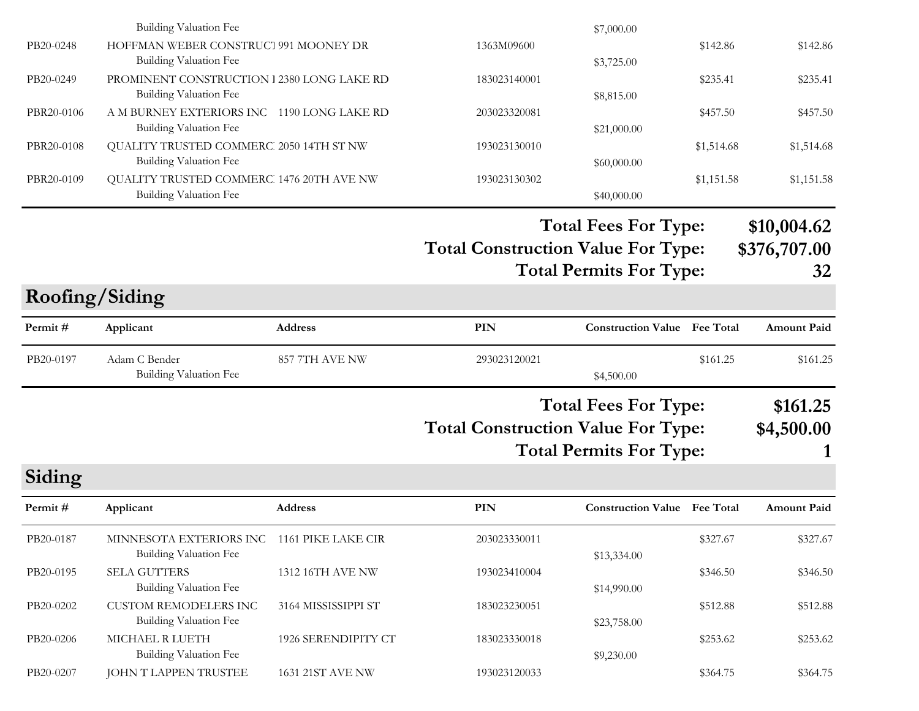| Permit # | Applicant | Address | PIN | Construction Value | Fee Total | Amount Paid |
|---|---|---|---|---|---|---|
| | Building Valuation Fee | | | $7,000.00 | | |
| PB20-0248 | HOFFMAN WEBER CONSTRUCT | 991 MOONEY DR | 1363M09600 | | $142.86 | $142.86 |
| | Building Valuation Fee | | | $3,725.00 | | |
| PB20-0249 | PROMINENT CONSTRUCTION I | 2380 LONG LAKE RD | 183023140001 | | $235.41 | $235.41 |
| | Building Valuation Fee | | | $8,815.00 | | |
| PBR20-0106 | A M BURNEY EXTERIORS INC | 1190 LONG LAKE RD | 203023320081 | | $457.50 | $457.50 |
| | Building Valuation Fee | | | $21,000.00 | | |
| PBR20-0108 | QUALITY TRUSTED COMMERC | 2050 14TH ST NW | 193023130010 | | $1,514.68 | $1,514.68 |
| | Building Valuation Fee | | | $60,000.00 | | |
| PBR20-0109 | QUALITY TRUSTED COMMERC | 1476 20TH AVE NW | 193023130302 | | $1,151.58 | $1,151.58 |
| | Building Valuation Fee | | | $40,000.00 | | |

**Total Fees For Type: $10,004.62**
**Total Construction Value For Type: $376,707.00**
**Total Permits For Type: 32**

## Roofing/Siding

| Permit # | Applicant | Address | PIN | Construction Value | Fee Total | Amount Paid |
|---|---|---|---|---|---|---|
| PB20-0197 | Adam C Bender | 857 7TH AVE NW | 293023120021 | | $161.25 | $161.25 |
| | Building Valuation Fee | | | $4,500.00 | | |

**Total Fees For Type: $161.25**
**Total Construction Value For Type: $4,500.00**
**Total Permits For Type: 1**

## Siding

| Permit # | Applicant | Address | PIN | Construction Value | Fee Total | Amount Paid |
|---|---|---|---|---|---|---|
| PB20-0187 | MINNESOTA EXTERIORS INC | 1161 PIKE LAKE CIR | 203023330011 | | $327.67 | $327.67 |
| | Building Valuation Fee | | | $13,334.00 | | |
| PB20-0195 | SELA GUTTERS | 1312 16TH AVE NW | 193023410004 | | $346.50 | $346.50 |
| | Building Valuation Fee | | | $14,990.00 | | |
| PB20-0202 | CUSTOM REMODELERS INC | 3164 MISSISSIPPI ST | 183023230051 | | $512.88 | $512.88 |
| | Building Valuation Fee | | | $23,758.00 | | |
| PB20-0206 | MICHAEL R LUETH | 1926 SERENDIPITY CT | 183023330018 | | $253.62 | $253.62 |
| | Building Valuation Fee | | | $9,230.00 | | |
| PB20-0207 | JOHN T LAPPEN TRUSTEE | 1631 21ST AVE NW | 193023120033 | | $364.75 | $364.75 |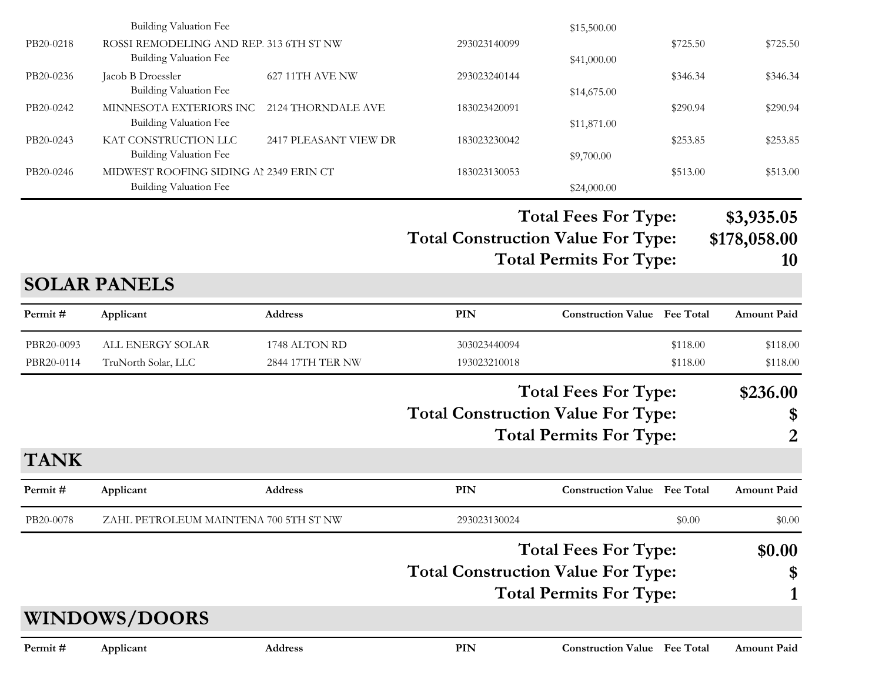| Permit # | Applicant | Address | PIN | Construction Value | Fee Total | Amount Paid |
|---|---|---|---|---|---|---|
| | Building Valuation Fee | | | $15,500.00 | | |
| PB20-0218 | ROSSI REMODELING AND REP. | 313 6TH ST NW | 293023140099 | | $725.50 | $725.50 |
| | Building Valuation Fee | | | $41,000.00 | | |
| PB20-0236 | Jacob B Droessler | 627 11TH AVE NW | 293023240144 | | $346.34 | $346.34 |
| | Building Valuation Fee | | | $14,675.00 | | |
| PB20-0242 | MINNESOTA EXTERIORS INC | 2124 THORNDALE AVE | 183023420091 | | $290.94 | $290.94 |
| | Building Valuation Fee | | | $11,871.00 | | |
| PB20-0243 | KAT CONSTRUCTION LLC | 2417 PLEASANT VIEW DR | 183023230042 | | $253.85 | $253.85 |
| | Building Valuation Fee | | | $9,700.00 | | |
| PB20-0246 | MIDWEST ROOFING SIDING AI | 2349 ERIN CT | 183023130053 | | $513.00 | $513.00 |
| | Building Valuation Fee | | | $24,000.00 | | |

**Total Fees For Type: $3,935.05**
**Total Construction Value For Type: $178,058.00**
**Total Permits For Type: 10**

## SOLAR PANELS

| Permit # | Applicant | Address | PIN | Construction Value | Fee Total | Amount Paid |
|---|---|---|---|---|---|---|
| PBR20-0093 | ALL ENERGY SOLAR | 1748 ALTON RD | 303023440094 | | $118.00 | $118.00 |
| PBR20-0114 | TruNorth Solar, LLC | 2844 17TH TER NW | 193023210018 | | $118.00 | $118.00 |

**Total Fees For Type: $236.00**
**Total Construction Value For Type: $**
**Total Permits For Type: 2**

## TANK

| Permit # | Applicant | Address | PIN | Construction Value | Fee Total | Amount Paid |
|---|---|---|---|---|---|---|
| PB20-0078 | ZAHL PETROLEUM MAINTENA | 700 5TH ST NW | 293023130024 | | $0.00 | $0.00 |

**Total Fees For Type: $0.00**
**Total Construction Value For Type: $**
**Total Permits For Type: 1**

## WINDOWS/DOORS

| Permit # | Applicant | Address | PIN | Construction Value | Fee Total | Amount Paid |
|---|---|---|---|---|---|---|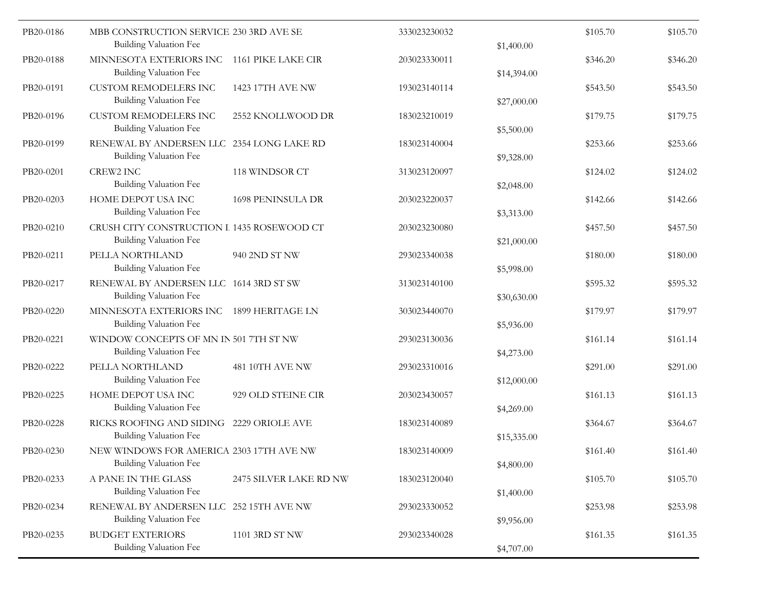| | | | | | | |
|---|---|---|---|---|---|---|
| PB20-0186 | MBB CONSTRUCTION SERVICE<br>Building Valuation Fee | 230 3RD AVE SE | 333023230032 | $1,400.00 | $105.70 | $105.70 |
| PB20-0188 | MINNESOTA EXTERIORS INC<br>Building Valuation Fee | 1161 PIKE LAKE CIR | 203023330011 | $14,394.00 | $346.20 | $346.20 |
| PB20-0191 | CUSTOM REMODELERS INC<br>Building Valuation Fee | 1423 17TH AVE NW | 193023140114 | $27,000.00 | $543.50 | $543.50 |
| PB20-0196 | CUSTOM REMODELERS INC<br>Building Valuation Fee | 2552 KNOLLWOOD DR | 183023210019 | $5,500.00 | $179.75 | $179.75 |
| PB20-0199 | RENEWAL BY ANDERSEN LLC<br>Building Valuation Fee | 2354 LONG LAKE RD | 183023140004 | $9,328.00 | $253.66 | $253.66 |
| PB20-0201 | CREW2 INC<br>Building Valuation Fee | 118 WINDSOR CT | 313023120097 | $2,048.00 | $124.02 | $124.02 |
| PB20-0203 | HOME DEPOT USA INC<br>Building Valuation Fee | 1698 PENINSULA DR | 203023220037 | $3,313.00 | $142.66 | $142.66 |
| PB20-0210 | CRUSH CITY CONSTRUCTION L<br>Building Valuation Fee | 1435 ROSEWOOD CT | 203023230080 | $21,000.00 | $457.50 | $457.50 |
| PB20-0211 | PELLA NORTHLAND<br>Building Valuation Fee | 940 2ND ST NW | 293023340038 | $5,998.00 | $180.00 | $180.00 |
| PB20-0217 | RENEWAL BY ANDERSEN LLC<br>Building Valuation Fee | 1614 3RD ST SW | 313023140100 | $30,630.00 | $595.32 | $595.32 |
| PB20-0220 | MINNESOTA EXTERIORS INC<br>Building Valuation Fee | 1899 HERITAGE LN | 303023440070 | $5,936.00 | $179.97 | $179.97 |
| PB20-0221 | WINDOW CONCEPTS OF MN IN<br>Building Valuation Fee | 501 7TH ST NW | 293023130036 | $4,273.00 | $161.14 | $161.14 |
| PB20-0222 | PELLA NORTHLAND<br>Building Valuation Fee | 481 10TH AVE NW | 293023310016 | $12,000.00 | $291.00 | $291.00 |
| PB20-0225 | HOME DEPOT USA INC<br>Building Valuation Fee | 929 OLD STEINE CIR | 203023430057 | $4,269.00 | $161.13 | $161.13 |
| PB20-0228 | RICKS ROOFING AND SIDING<br>Building Valuation Fee | 2229 ORIOLE AVE | 183023140089 | $15,335.00 | $364.67 | $364.67 |
| PB20-0230 | NEW WINDOWS FOR AMERICA<br>Building Valuation Fee | 2303 17TH AVE NW | 183023140009 | $4,800.00 | $161.40 | $161.40 |
| PB20-0233 | A PANE IN THE GLASS<br>Building Valuation Fee | 2475 SILVER LAKE RD NW | 183023120040 | $1,400.00 | $105.70 | $105.70 |
| PB20-0234 | RENEWAL BY ANDERSEN LLC<br>Building Valuation Fee | 252 15TH AVE NW | 293023330052 | $9,956.00 | $253.98 | $253.98 |
| PB20-0235 | BUDGET EXTERIORS<br>Building Valuation Fee | 1101 3RD ST NW | 293023340028 | $4,707.00 | $161.35 | $161.35 |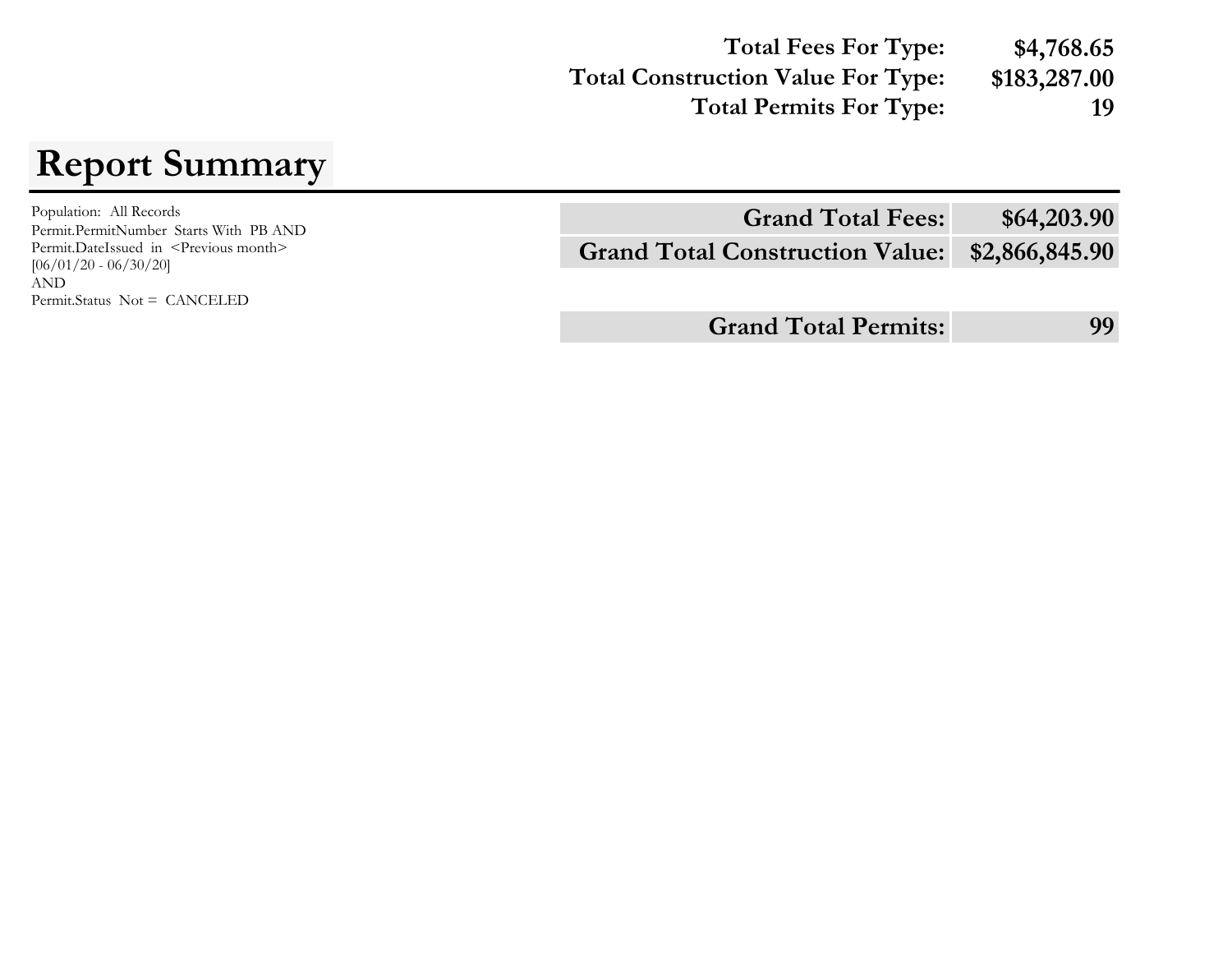| | |
|---|---|
| **Total Fees For Type:** | **$4,768.65** |
| **Total Construction Value For Type:** | **$183,287.00** |
| **Total Permits For Type:** | **19** |

# Report Summary

Population: All Records
Permit.PermitNumber Starts With PB AND
Permit.DateIssued in <Previous month>
[06/01/20 - 06/30/20]
AND
Permit.Status Not = CANCELED

| | |
|---|---|
| **Grand Total Fees:** | **$64,203.90** |
| **Grand Total Construction Value:** | **$2,866,845.90** |
| **Grand Total Permits:** | **99** |